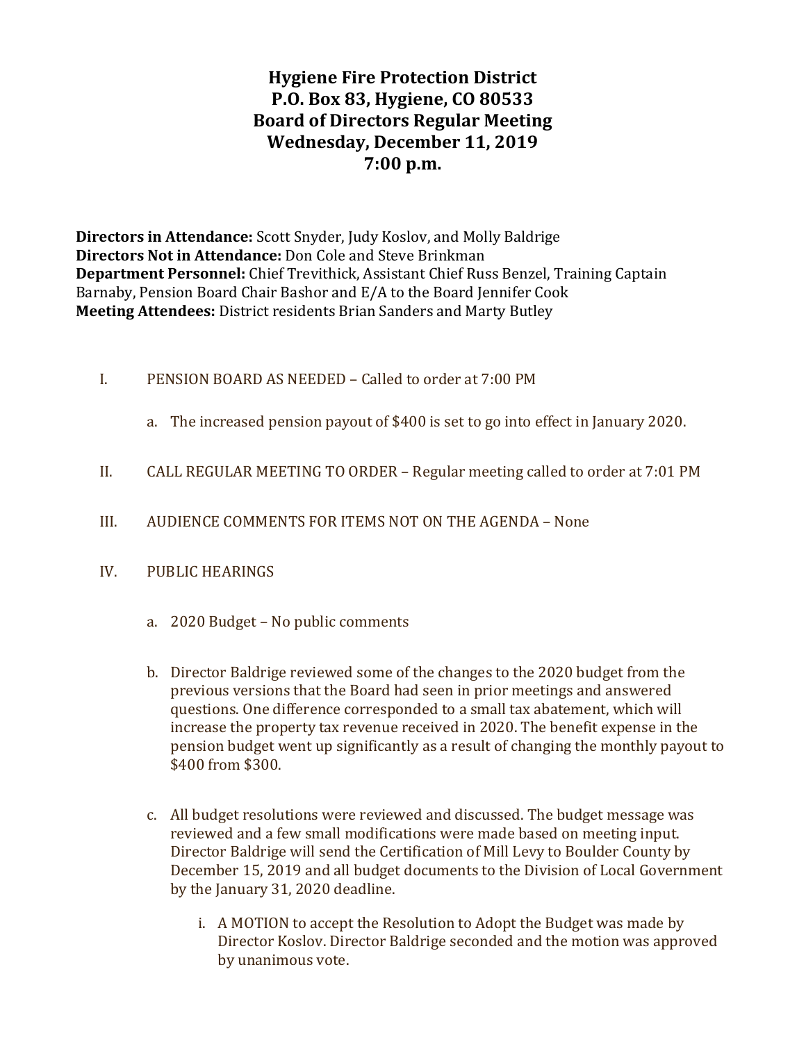# Hygiene Fire Protection District
# P.O. Box 83, Hygiene, CO 80533
# Board of Directors Regular Meeting
# Wednesday, December 11, 2019
# 7:00 p.m.

**Directors in Attendance:** Scott Snyder, Judy Koslov, and Molly Baldrige
**Directors Not in Attendance:** Don Cole and Steve Brinkman
**Department Personnel:** Chief Trevithick, Assistant Chief Russ Benzel, Training Captain Barnaby, Pension Board Chair Bashor and E/A to the Board Jennifer Cook
**Meeting Attendees:** District residents Brian Sanders and Marty Butley

I. PENSION BOARD AS NEEDED – Called to order at 7:00 PM

   a. The increased pension payout of $400 is set to go into effect in January 2020.

II. CALL REGULAR MEETING TO ORDER – Regular meeting called to order at 7:01 PM

III. AUDIENCE COMMENTS FOR ITEMS NOT ON THE AGENDA – None

IV. PUBLIC HEARINGS

   a. 2020 Budget – No public comments

   b. Director Baldrige reviewed some of the changes to the 2020 budget from the previous versions that the Board had seen in prior meetings and answered questions. One difference corresponded to a small tax abatement, which will increase the property tax revenue received in 2020. The benefit expense in the pension budget went up significantly as a result of changing the monthly payout to $400 from $300.

   c. All budget resolutions were reviewed and discussed. The budget message was reviewed and a few small modifications were made based on meeting input. Director Baldrige will send the Certification of Mill Levy to Boulder County by December 15, 2019 and all budget documents to the Division of Local Government by the January 31, 2020 deadline.

      i. A MOTION to accept the Resolution to Adopt the Budget was made by Director Koslov. Director Baldrige seconded and the motion was approved by unanimous vote.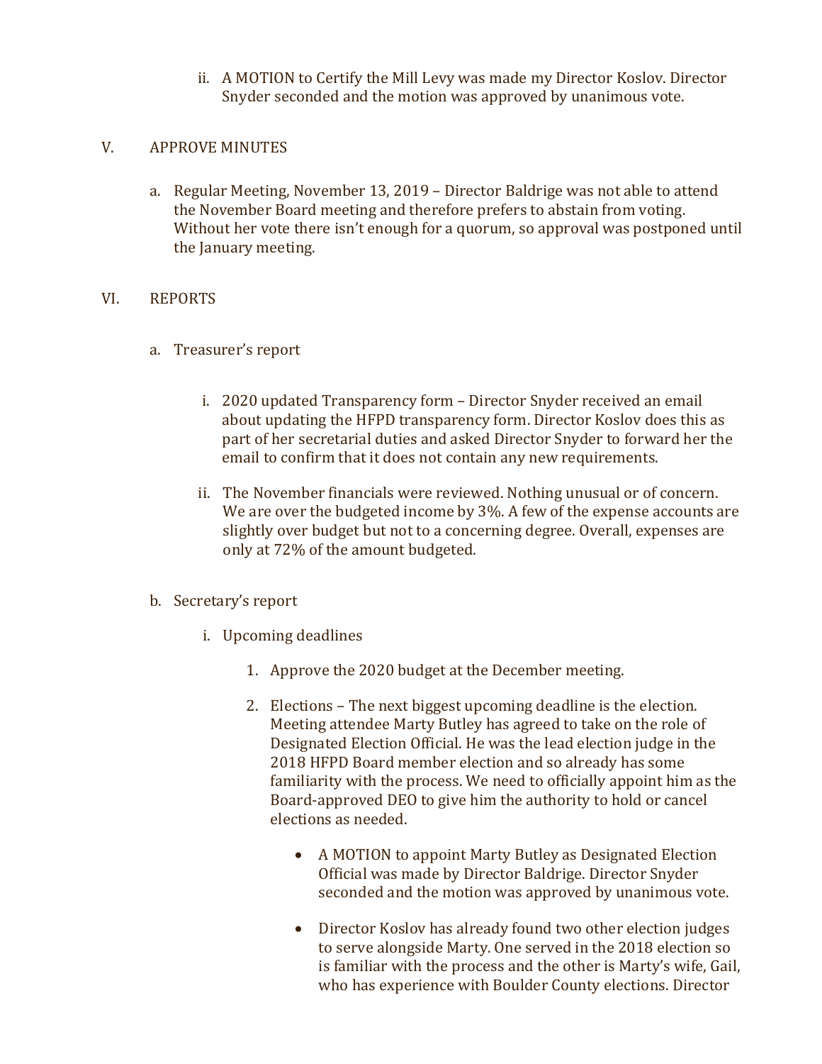ii. A MOTION to Certify the Mill Levy was made my Director Koslov. Director Snyder seconded and the motion was approved by unanimous vote.

V. APPROVE MINUTES

   a. Regular Meeting, November 13, 2019 – Director Baldrige was not able to attend the November Board meeting and therefore prefers to abstain from voting. Without her vote there isn't enough for a quorum, so approval was postponed until the January meeting.

VI. REPORTS

   a. Treasurer's report

      i. 2020 updated Transparency form – Director Snyder received an email about updating the HFPD transparency form. Director Koslov does this as part of her secretarial duties and asked Director Snyder to forward her the email to confirm that it does not contain any new requirements.

      ii. The November financials were reviewed. Nothing unusual or of concern. We are over the budgeted income by 3%. A few of the expense accounts are slightly over budget but not to a concerning degree. Overall, expenses are only at 72% of the amount budgeted.

   b. Secretary's report

      i. Upcoming deadlines

         1. Approve the 2020 budget at the December meeting.

         2. Elections – The next biggest upcoming deadline is the election. Meeting attendee Marty Butley has agreed to take on the role of Designated Election Official. He was the lead election judge in the 2018 HFPD Board member election and so already has some familiarity with the process. We need to officially appoint him as the Board-approved DEO to give him the authority to hold or cancel elections as needed.

            - A MOTION to appoint Marty Butley as Designated Election Official was made by Director Baldrige. Director Snyder seconded and the motion was approved by unanimous vote.

            - Director Koslov has already found two other election judges to serve alongside Marty. One served in the 2018 election so is familiar with the process and the other is Marty's wife, Gail, who has experience with Boulder County elections. Director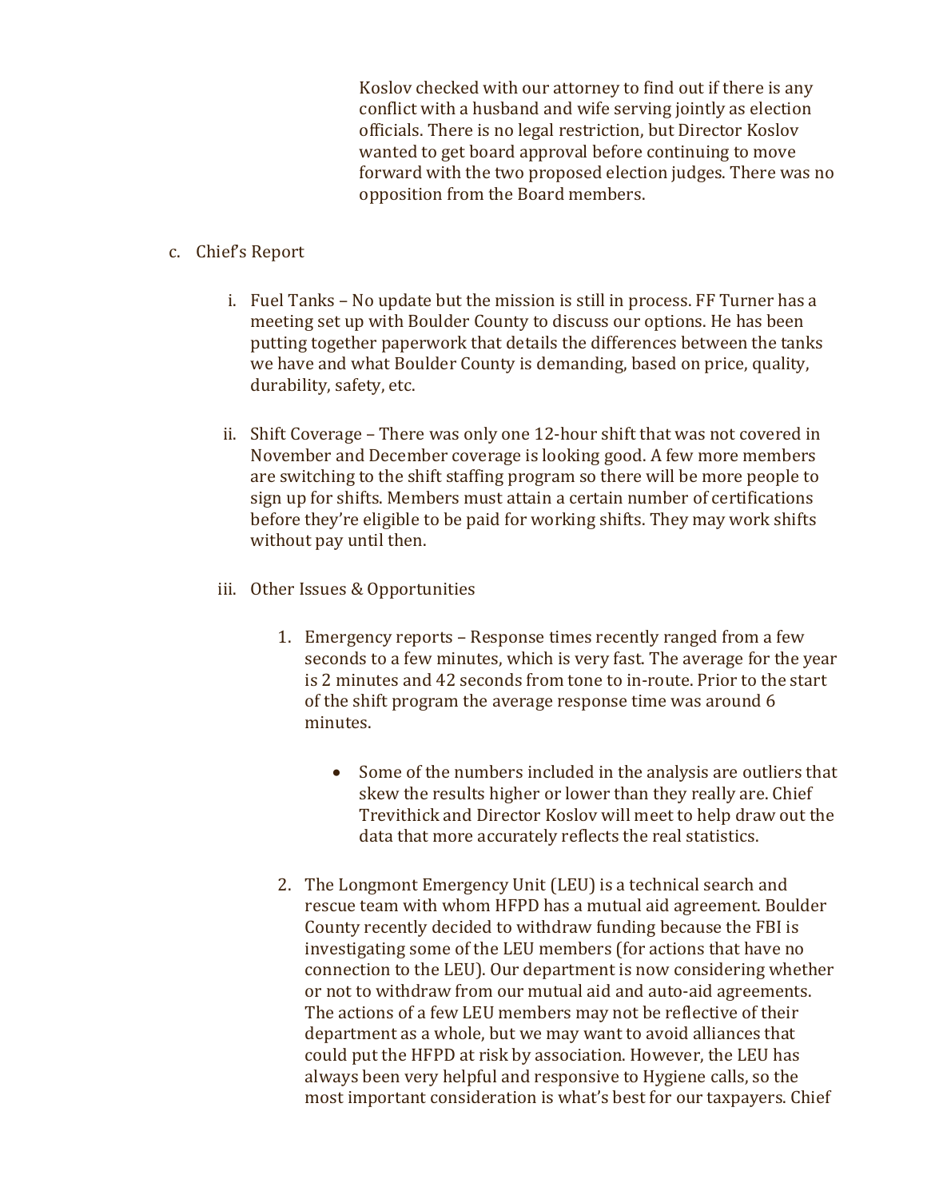Koslov checked with our attorney to find out if there is any conflict with a husband and wife serving jointly as election officials. There is no legal restriction, but Director Koslov wanted to get board approval before continuing to move forward with the two proposed election judges. There was no opposition from the Board members.

c. Chief's Report

   i. Fuel Tanks – No update but the mission is still in process. FF Turner has a meeting set up with Boulder County to discuss our options. He has been putting together paperwork that details the differences between the tanks we have and what Boulder County is demanding, based on price, quality, durability, safety, etc.

   ii. Shift Coverage – There was only one 12-hour shift that was not covered in November and December coverage is looking good. A few more members are switching to the shift staffing program so there will be more people to sign up for shifts. Members must attain a certain number of certifications before they're eligible to be paid for working shifts. They may work shifts without pay until then.

   iii. Other Issues & Opportunities

      1. Emergency reports – Response times recently ranged from a few seconds to a few minutes, which is very fast. The average for the year is 2 minutes and 42 seconds from tone to in-route. Prior to the start of the shift program the average response time was around 6 minutes.

         - Some of the numbers included in the analysis are outliers that skew the results higher or lower than they really are. Chief Trevithick and Director Koslov will meet to help draw out the data that more accurately reflects the real statistics.

      2. The Longmont Emergency Unit (LEU) is a technical search and rescue team with whom HFPD has a mutual aid agreement. Boulder County recently decided to withdraw funding because the FBI is investigating some of the LEU members (for actions that have no connection to the LEU). Our department is now considering whether or not to withdraw from our mutual aid and auto-aid agreements. The actions of a few LEU members may not be reflective of their department as a whole, but we may want to avoid alliances that could put the HFPD at risk by association. However, the LEU has always been very helpful and responsive to Hygiene calls, so the most important consideration is what's best for our taxpayers. Chief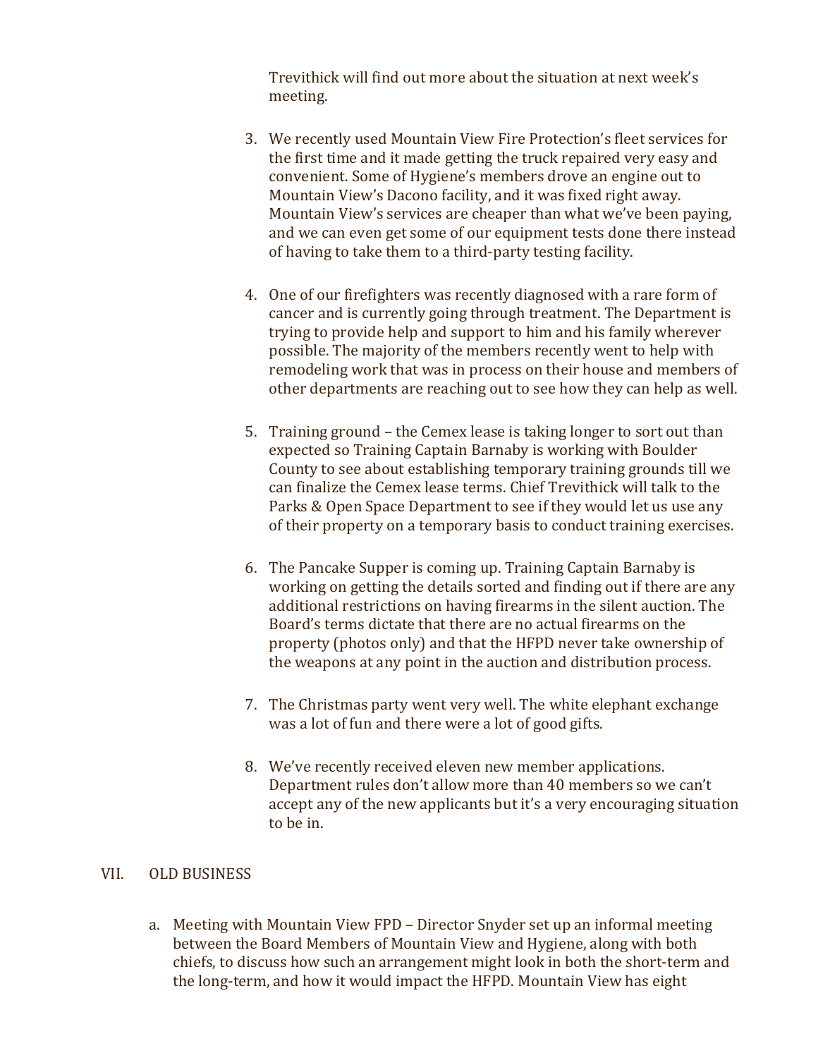Trevithick will find out more about the situation at next week's meeting.

3. We recently used Mountain View Fire Protection's fleet services for the first time and it made getting the truck repaired very easy and convenient. Some of Hygiene's members drove an engine out to Mountain View's Dacono facility, and it was fixed right away. Mountain View's services are cheaper than what we've been paying, and we can even get some of our equipment tests done there instead of having to take them to a third-party testing facility.

4. One of our firefighters was recently diagnosed with a rare form of cancer and is currently going through treatment. The Department is trying to provide help and support to him and his family wherever possible. The majority of the members recently went to help with remodeling work that was in process on their house and members of other departments are reaching out to see how they can help as well.

5. Training ground – the Cemex lease is taking longer to sort out than expected so Training Captain Barnaby is working with Boulder County to see about establishing temporary training grounds till we can finalize the Cemex lease terms. Chief Trevithick will talk to the Parks & Open Space Department to see if they would let us use any of their property on a temporary basis to conduct training exercises.

6. The Pancake Supper is coming up. Training Captain Barnaby is working on getting the details sorted and finding out if there are any additional restrictions on having firearms in the silent auction. The Board's terms dictate that there are no actual firearms on the property (photos only) and that the HFPD never take ownership of the weapons at any point in the auction and distribution process.

7. The Christmas party went very well. The white elephant exchange was a lot of fun and there were a lot of good gifts.

8. We've recently received eleven new member applications. Department rules don't allow more than 40 members so we can't accept any of the new applicants but it's a very encouraging situation to be in.

## VII. OLD BUSINESS

a. Meeting with Mountain View FPD – Director Snyder set up an informal meeting between the Board Members of Mountain View and Hygiene, along with both chiefs, to discuss how such an arrangement might look in both the short-term and the long-term, and how it would impact the HFPD. Mountain View has eight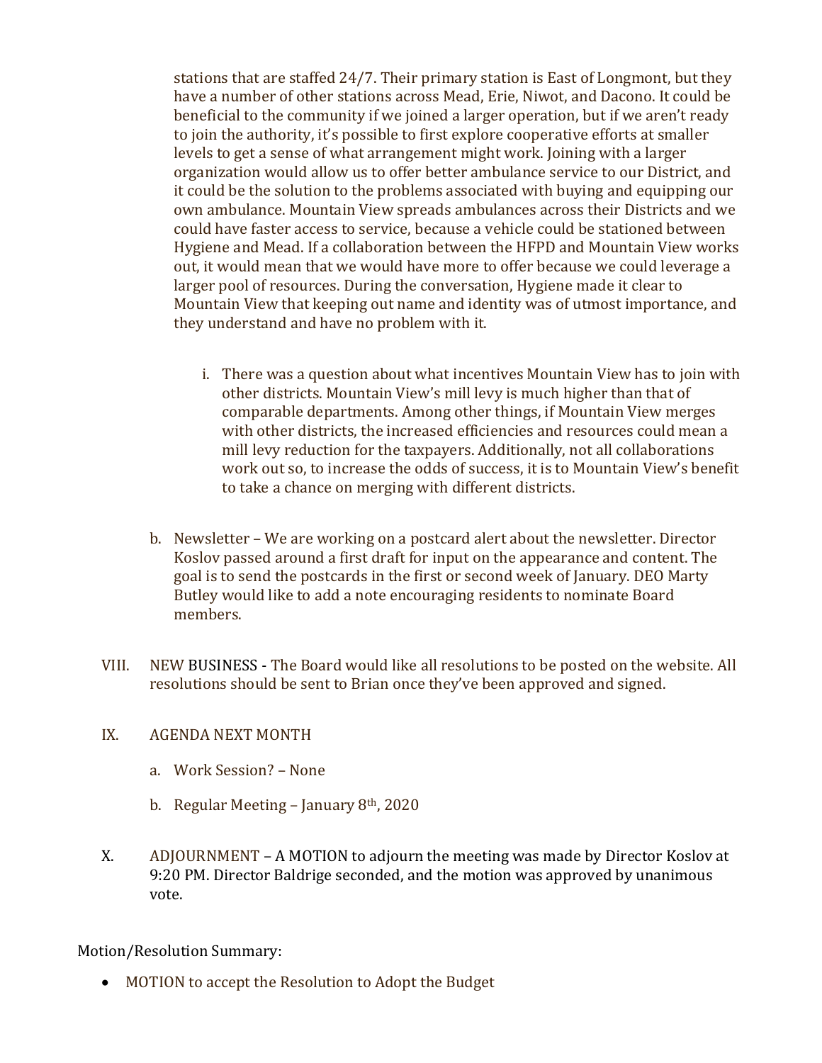stations that are staffed 24/7. Their primary station is East of Longmont, but they have a number of other stations across Mead, Erie, Niwot, and Dacono. It could be beneficial to the community if we joined a larger operation, but if we aren't ready to join the authority, it's possible to first explore cooperative efforts at smaller levels to get a sense of what arrangement might work. Joining with a larger organization would allow us to offer better ambulance service to our District, and it could be the solution to the problems associated with buying and equipping our own ambulance. Mountain View spreads ambulances across their Districts and we could have faster access to service, because a vehicle could be stationed between Hygiene and Mead. If a collaboration between the HFPD and Mountain View works out, it would mean that we would have more to offer because we could leverage a larger pool of resources. During the conversation, Hygiene made it clear to Mountain View that keeping out name and identity was of utmost importance, and they understand and have no problem with it.

i. There was a question about what incentives Mountain View has to join with other districts. Mountain View's mill levy is much higher than that of comparable departments. Among other things, if Mountain View merges with other districts, the increased efficiencies and resources could mean a mill levy reduction for the taxpayers. Additionally, not all collaborations work out so, to increase the odds of success, it is to Mountain View's benefit to take a chance on merging with different districts.

b. Newsletter – We are working on a postcard alert about the newsletter. Director Koslov passed around a first draft for input on the appearance and content. The goal is to send the postcards in the first or second week of January. DEO Marty Butley would like to add a note encouraging residents to nominate Board members.

VIII. NEW BUSINESS - The Board would like all resolutions to be posted on the website. All resolutions should be sent to Brian once they've been approved and signed.

IX. AGENDA NEXT MONTH

a. Work Session? – None

b. Regular Meeting – January 8th, 2020

X. ADJOURNMENT – A MOTION to adjourn the meeting was made by Director Koslov at 9:20 PM. Director Baldrige seconded, and the motion was approved by unanimous vote.

Motion/Resolution Summary:

- MOTION to accept the Resolution to Adopt the Budget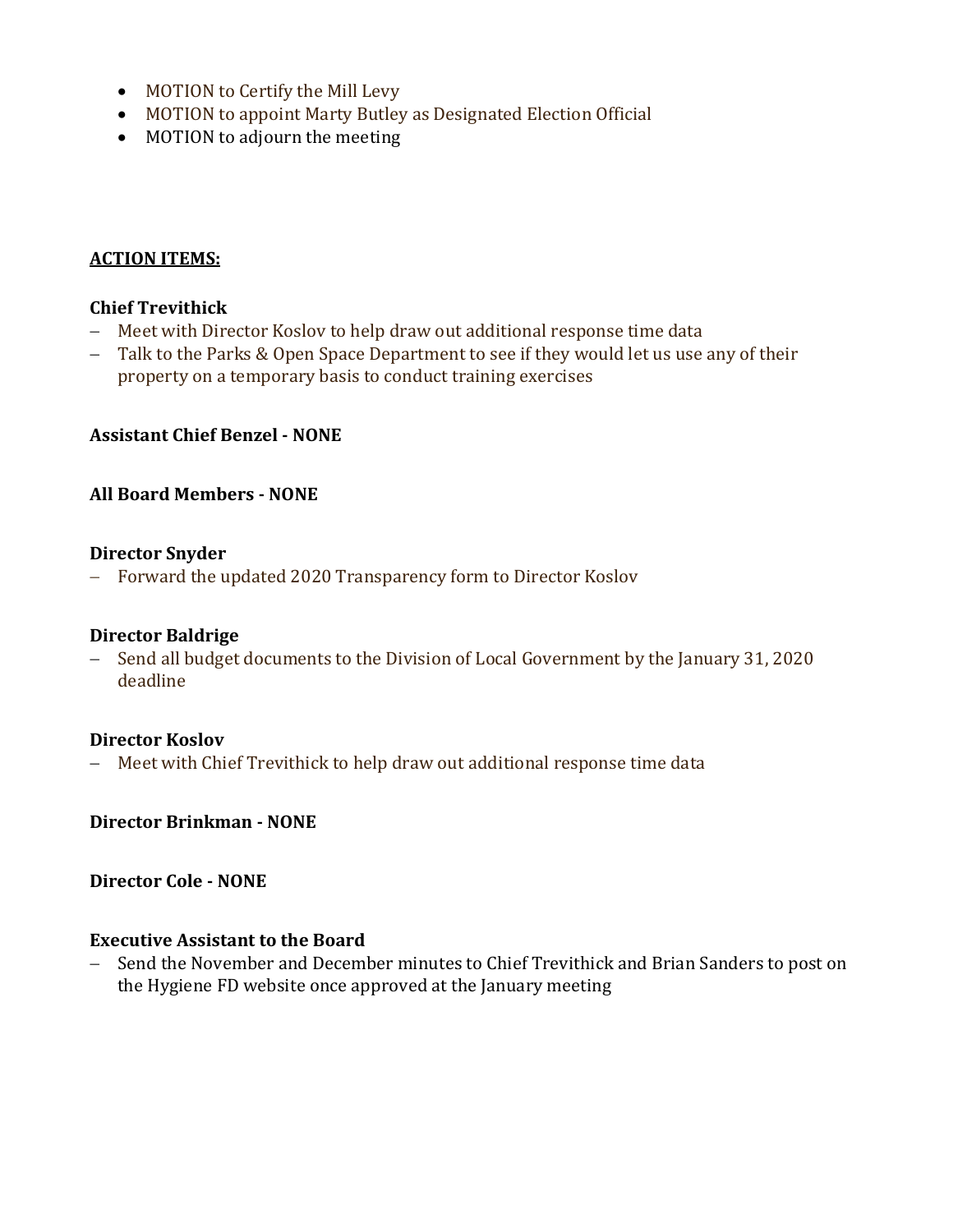- MOTION to Certify the Mill Levy
- MOTION to appoint Marty Butley as Designated Election Official
- MOTION to adjourn the meeting

**ACTION ITEMS:**

**Chief Trevithick**

- Meet with Director Koslov to help draw out additional response time data
- Talk to the Parks & Open Space Department to see if they would let us use any of their property on a temporary basis to conduct training exercises

**Assistant Chief Benzel - NONE**

**All Board Members - NONE**

**Director Snyder**

- Forward the updated 2020 Transparency form to Director Koslov

**Director Baldrige**

- Send all budget documents to the Division of Local Government by the January 31, 2020 deadline

**Director Koslov**

- Meet with Chief Trevithick to help draw out additional response time data

**Director Brinkman - NONE**

**Director Cole - NONE**

**Executive Assistant to the Board**

- Send the November and December minutes to Chief Trevithick and Brian Sanders to post on the Hygiene FD website once approved at the January meeting